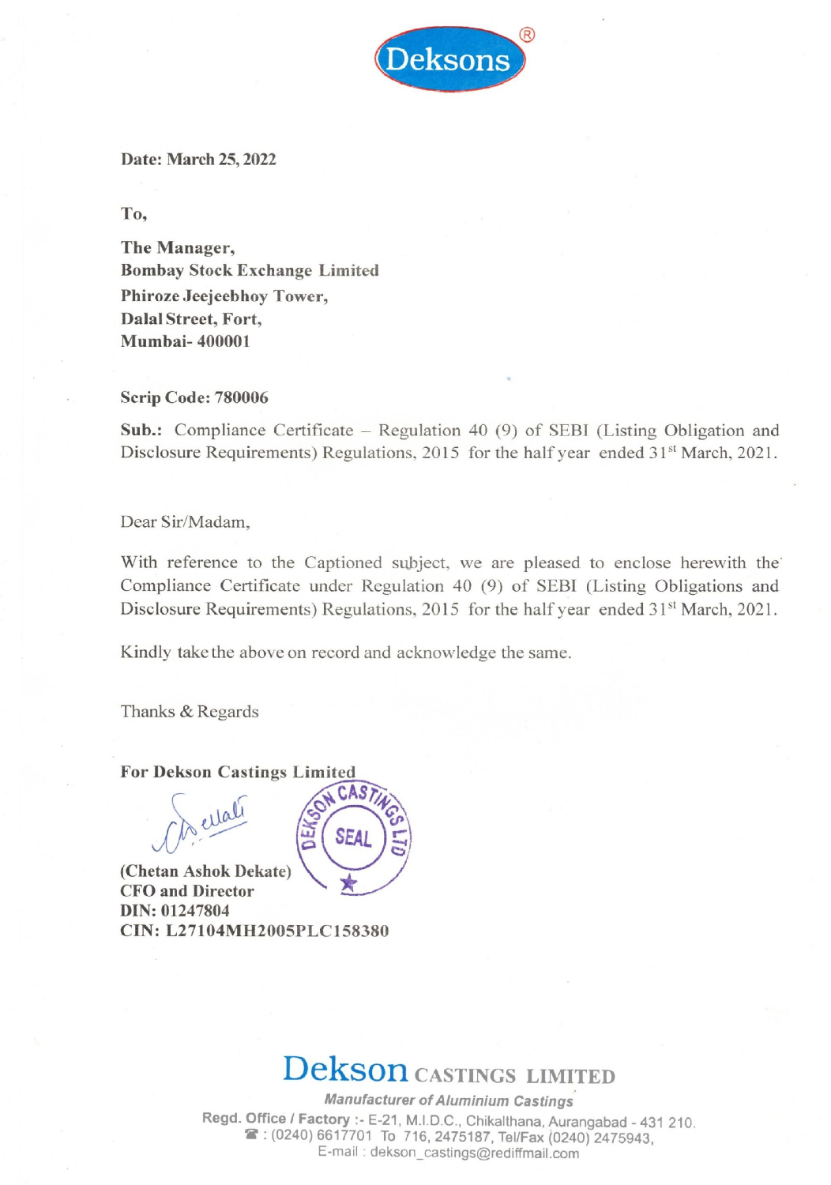Deksons®

**Date: March 25, 2022**

**To,**

**The Manager,**
**Bombay Stock Exchange Limited**
**Phiroze Jeejeebhoy Tower,**
**Dalal Street, Fort,**
**Mumbai- 400001**

**Scrip Code: 780006**

**Sub.:** Compliance Certificate – Regulation 40 (9) of SEBI (Listing Obligation and Disclosure Requirements) Regulations, 2015 for the half year ended 31st March, 2021.

Dear Sir/Madam,

With reference to the Captioned subject, we are pleased to enclose herewith the Compliance Certificate under Regulation 40 (9) of SEBI (Listing Obligations and Disclosure Requirements) Regulations, 2015 for the half year ended 31st March, 2021.

Kindly take the above on record and acknowledge the same.

Thanks & Regards

**For Dekson Castings Limited**

**(Chetan Ashok Dekate)**
**CFO and Director**
**DIN: 01247804**
**CIN: L27104MH2005PLC158380**

# Dekson CASTINGS LIMITED

***Manufacturer of Aluminium Castings***

**Regd. Office / Factory** :- E-21, M.I.D.C., Chikalthana, Aurangabad - 431 210.
☎ : (0240) 6617701 To 716, 2475187, Tel/Fax (0240) 2475943,
E-mail : dekson_castings@rediffmail.com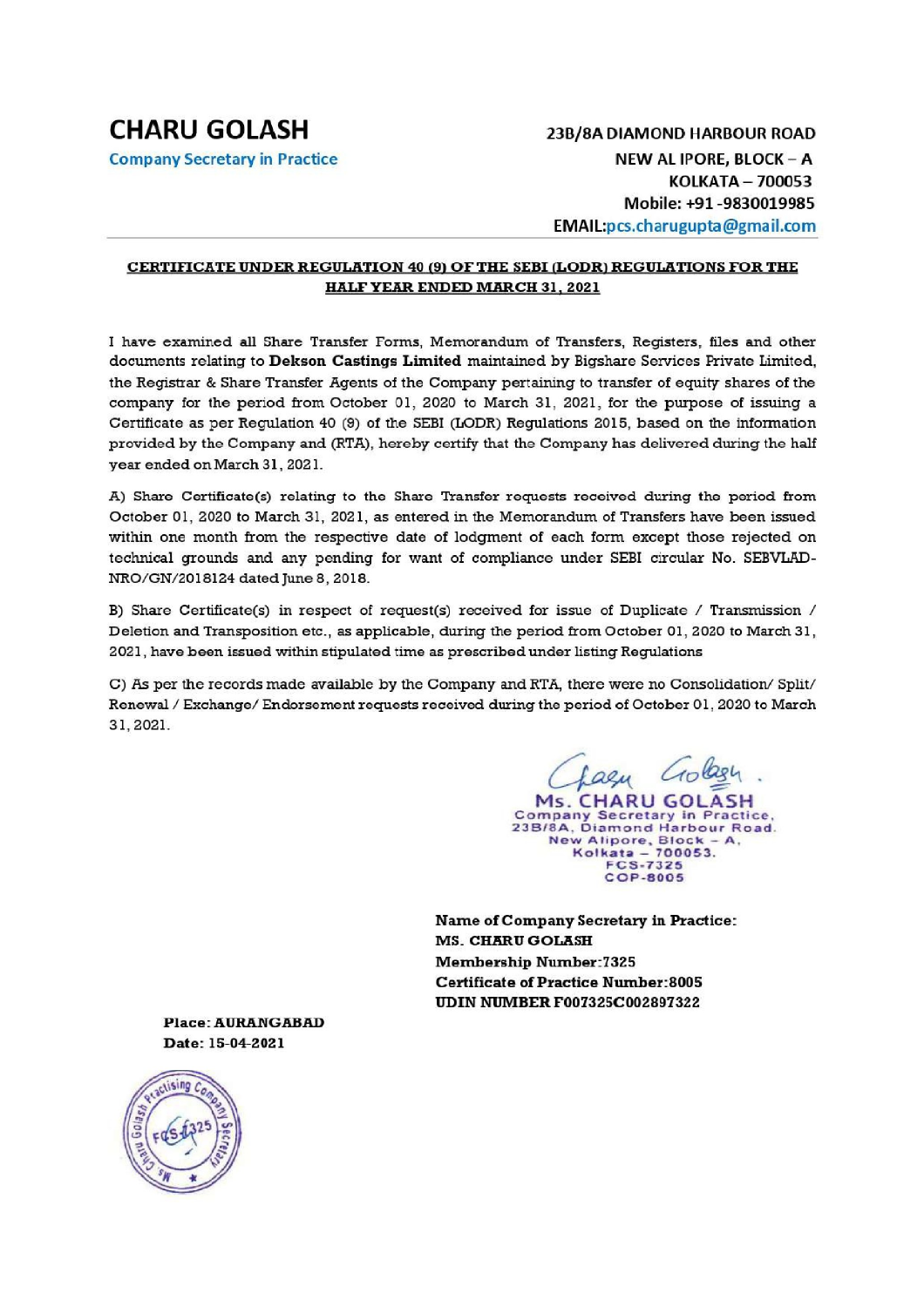# CHARU GOLASH

Company Secretary in Practice

23B/8A DIAMOND HARBOUR ROAD
NEW AL IPORE, BLOCK – A
KOLKATA – 700053
Mobile: +91 -9830019985
EMAIL:pcs.charugupta@gmail.com

**CERTIFICATE UNDER REGULATION 40 (9) OF THE SEBI (LODR) REGULATIONS FOR THE HALF YEAR ENDED MARCH 31, 2021**

I have examined all Share Transfer Forms, Memorandum of Transfers, Registers, files and other documents relating to **Dekson Castings Limited** maintained by Bigshare Services Private Limited, the Registrar & Share Transfer Agents of the Company pertaining to transfer of equity shares of the company for the period from October 01, 2020 to March 31, 2021, for the purpose of issuing a Certificate as per Regulation 40 (9) of the SEBI (LODR) Regulations 2015, based on the information provided by the Company and (RTA), hereby certify that the Company has delivered during the half year ended on March 31, 2021.

A) Share Certificate(s) relating to the Share Transfer requests received during the period from October 01, 2020 to March 31, 2021, as entered in the Memorandum of Transfers have been issued within one month from the respective date of lodgment of each form except those rejected on technical grounds and any pending for want of compliance under SEBI circular No. SEBVLAD-NRO/GN/2018124 dated June 8, 2018.

B) Share Certificate(s) in respect of request(s) received for issue of Duplicate / Transmission / Deletion and Transposition etc., as applicable, during the period from October 01, 2020 to March 31, 2021, have been issued within stipulated time as prescribed under listing Regulations

C) As per the records made available by the Company and RTA, there were no Consolidation/ Split/ Renewal / Exchange/ Endorsement requests received during the period of October 01, 2020 to March 31, 2021.

Charu Golash.
Ms. CHARU GOLASH
Company Secretary in Practice,
23B/8A, Diamond Harbour Road,
New Alipore, Block – A,
Kolkata – 700053.
FCS-7325
COP-8005

**Name of Company Secretary in Practice:**
**MS. CHARU GOLASH**
**Membership Number:7325**
**Certificate of Practice Number:8005**
**UDIN NUMBER F007325C002897322**

**Place: AURANGABAD**
**Date: 15-04-2021**

Ms Charu Golash Practising Company Secretary FCS-7325